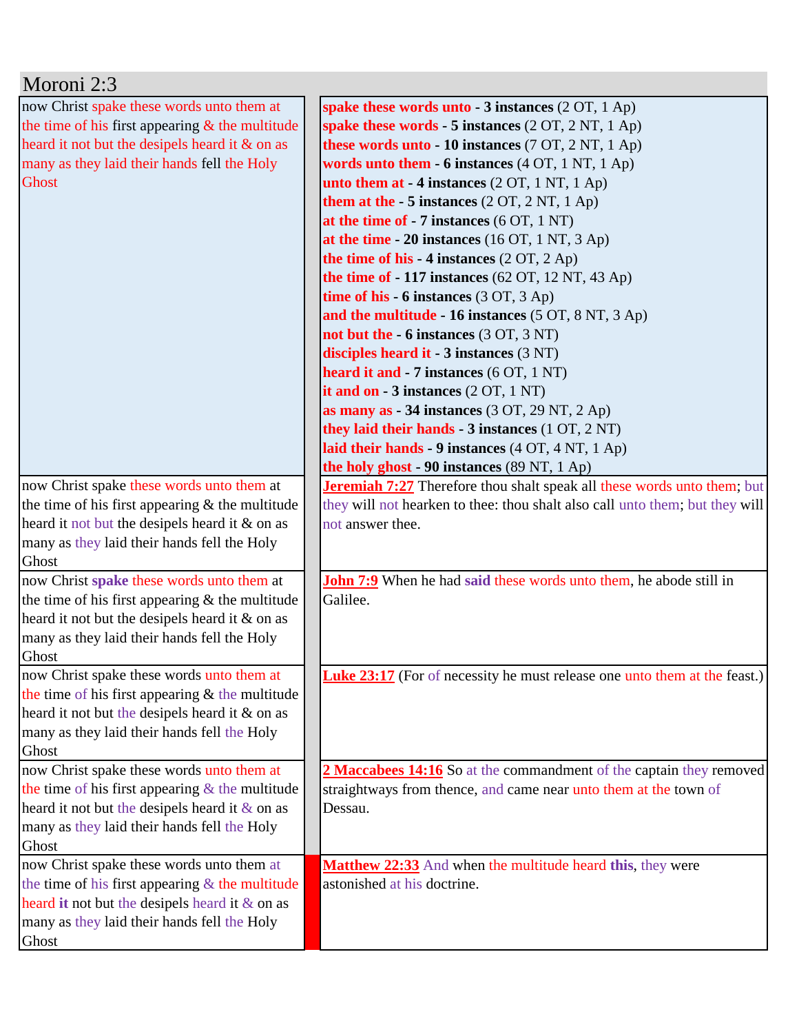# Moroni 2:3

| | |
|---|---|
| now Christ spake these words unto them at the time of his first appearing & the multitude heard it not but the desipels heard it & on as many as they laid their hands fell the Holy Ghost | **spake these words unto - 3 instances** (2 OT, 1 Ap)<br>**spake these words - 5 instances** (2 OT, 2 NT, 1 Ap)<br>**these words unto - 10 instances** (7 OT, 2 NT, 1 Ap)<br>**words unto them - 6 instances** (4 OT, 1 NT, 1 Ap)<br>**unto them at - 4 instances** (2 OT, 1 NT, 1 Ap)<br>**them at the - 5 instances** (2 OT, 2 NT, 1 Ap)<br>**at the time of - 7 instances** (6 OT, 1 NT)<br>**at the time - 20 instances** (16 OT, 1 NT, 3 Ap)<br>**the time of his - 4 instances** (2 OT, 2 Ap)<br>**the time of - 117 instances** (62 OT, 12 NT, 43 Ap)<br>**time of his - 6 instances** (3 OT, 3 Ap)<br>**and the multitude - 16 instances** (5 OT, 8 NT, 3 Ap)<br>**not but the - 6 instances** (3 OT, 3 NT)<br>**disciples heard it - 3 instances** (3 NT)<br>**heard it and - 7 instances** (6 OT, 1 NT)<br>**it and on - 3 instances** (2 OT, 1 NT)<br>**as many as - 34 instances** (3 OT, 29 NT, 2 Ap)<br>**they laid their hands - 3 instances** (1 OT, 2 NT)<br>**laid their hands - 9 instances** (4 OT, 4 NT, 1 Ap)<br>**the holy ghost - 90 instances** (89 NT, 1 Ap) |
| now Christ spake these words unto them at the time of his first appearing & the multitude heard it not but the desipels heard it & on as many as they laid their hands fell the Holy Ghost | **Jeremiah 7:27** Therefore thou shalt speak all these words unto them; but they will not hearken to thee: thou shalt also call unto them; but they will not answer thee. |
| now Christ **spake** these words unto them at the time of his first appearing & the multitude heard it not but the desipels heard it & on as many as they laid their hands fell the Holy Ghost | **John 7:9** When he had **said** these words unto them, he abode still in Galilee. |
| now Christ spake these words unto them at the time of his first appearing & the multitude heard it not but the desipels heard it & on as many as they laid their hands fell the Holy Ghost | **Luke 23:17** (For of necessity he must release one unto them at the feast.) |
| now Christ spake these words unto them at the time of his first appearing & the multitude heard it not but the desipels heard it & on as many as they laid their hands fell the Holy Ghost | **2 Maccabees 14:16** So at the commandment of the captain they removed straightways from thence, and came near unto them at the town of Dessau. |
| now Christ spake these words unto them at the time of his first appearing & the multitude heard **it** not but the desipels heard it & on as many as they laid their hands fell the Holy Ghost | **Matthew 22:33** And when the multitude heard **this**, they were astonished at his doctrine. |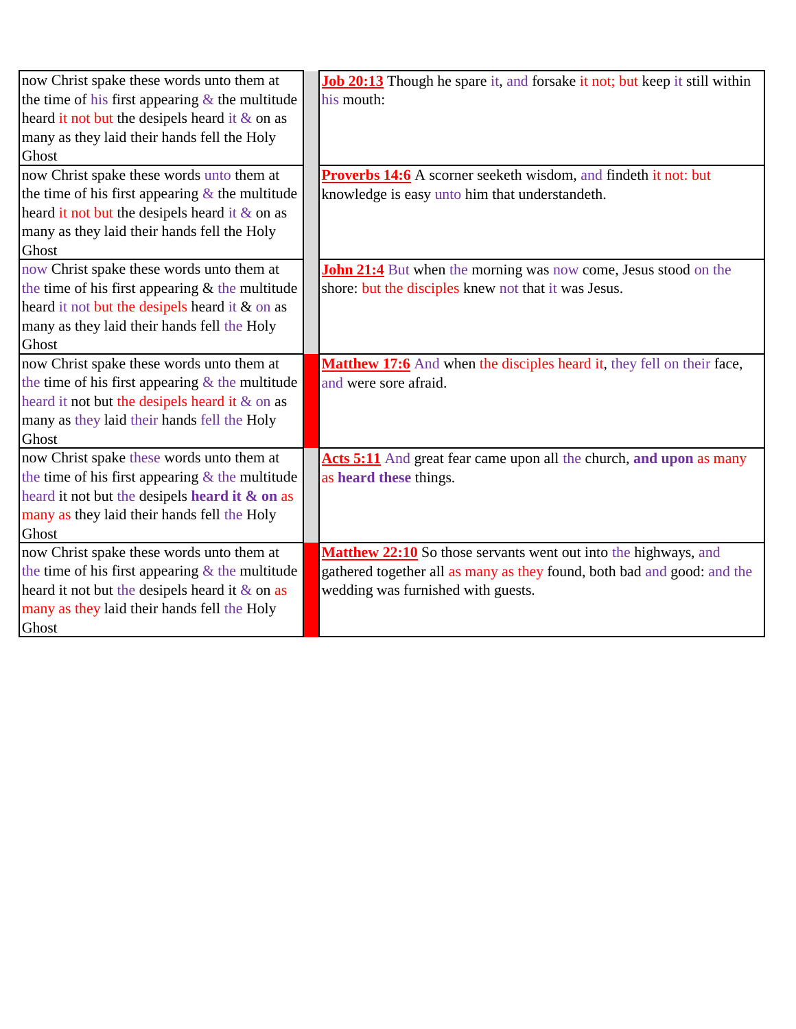| | | |
|---|---|---|
| now Christ spake these words unto them at the time of his first appearing & the multitude heard it not but the desipels heard it & on as many as they laid their hands fell the Holy Ghost | | **Job 20:13** Though he spare it, and forsake it not; but keep it still within his mouth: |
| now Christ spake these words unto them at the time of his first appearing & the multitude heard it not but the desipels heard it & on as many as they laid their hands fell the Holy Ghost | | **Proverbs 14:6** A scorner seeketh wisdom, and findeth it not: but knowledge is easy unto him that understandeth. |
| now Christ spake these words unto them at the time of his first appearing & the multitude heard it not but the desipels heard it & on as many as they laid their hands fell the Holy Ghost | | **John 21:4** But when the morning was now come, Jesus stood on the shore: but the disciples knew not that it was Jesus. |
| now Christ spake these words unto them at the time of his first appearing & the multitude heard it not but the desipels heard it & on as many as they laid their hands fell the Holy Ghost | | **Matthew 17:6** And when the disciples heard it, they fell on their face, and were sore afraid. |
| now Christ spake these words unto them at the time of his first appearing & the multitude heard it not but the desipels **heard it & on** as many as they laid their hands fell the Holy Ghost | | **Acts 5:11** And great fear came upon all the church, **and upon** as many as **heard these** things. |
| now Christ spake these words unto them at the time of his first appearing & the multitude heard it not but the desipels heard it & on as many as they laid their hands fell the Holy Ghost | | **Matthew 22:10** So those servants went out into the highways, and gathered together all as many as they found, both bad and good: and the wedding was furnished with guests. |